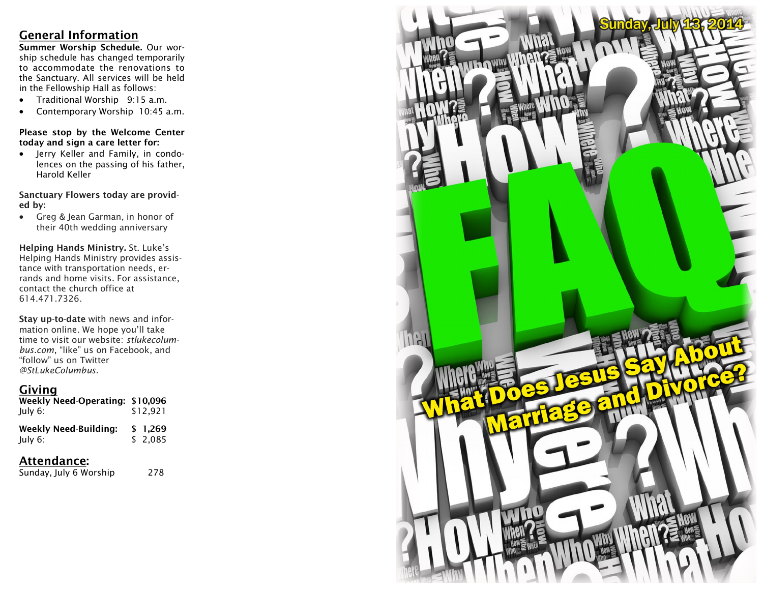## General Information

**Summer Worship Schedule.** Our worship schedule has changed temporarily to accommodate the renovations to the Sanctuary. All services will be held in the Fellowship Hall as follows:

- Traditional Worship 9:15 a.m.
- Contemporary Worship 10:45 a.m.

**Please stop by the Welcome Center today and sign a care letter for:**

- Jerry Keller and Family, in condolences on the passing of his father, Harold Keller

**Sanctuary Flowers today are provided by:**

- Greg & Jean Garman, in honor of their 40th wedding anniversary

**Helping Hands Ministry.** St. Luke's Helping Hands Ministry provides assistance with transportation needs, errands and home visits. For assistance, contact the church office at 614.471.7326.

**Stay up-to-date** with news and information online. We hope you'll take time to visit our website: *stlukecolumbus.com*, "like" us on Facebook, and "follow" us on Twitter *@StLukeColumbus*.

## Giving

| | |
|---|---|
| **Weekly Need-Operating:** | **$10,096** |
| July 6: | $12,921 |
| **Weekly Need-Building:** | **$ 1,269** |
| July 6: | $ 2,085 |

## Attendance:

| | |
|---|---|
| Sunday, July 6 Worship | 278 |

Sunday, July 13, 2014

# FAQ

## What Does Jesus Say About Marriage and Divorce?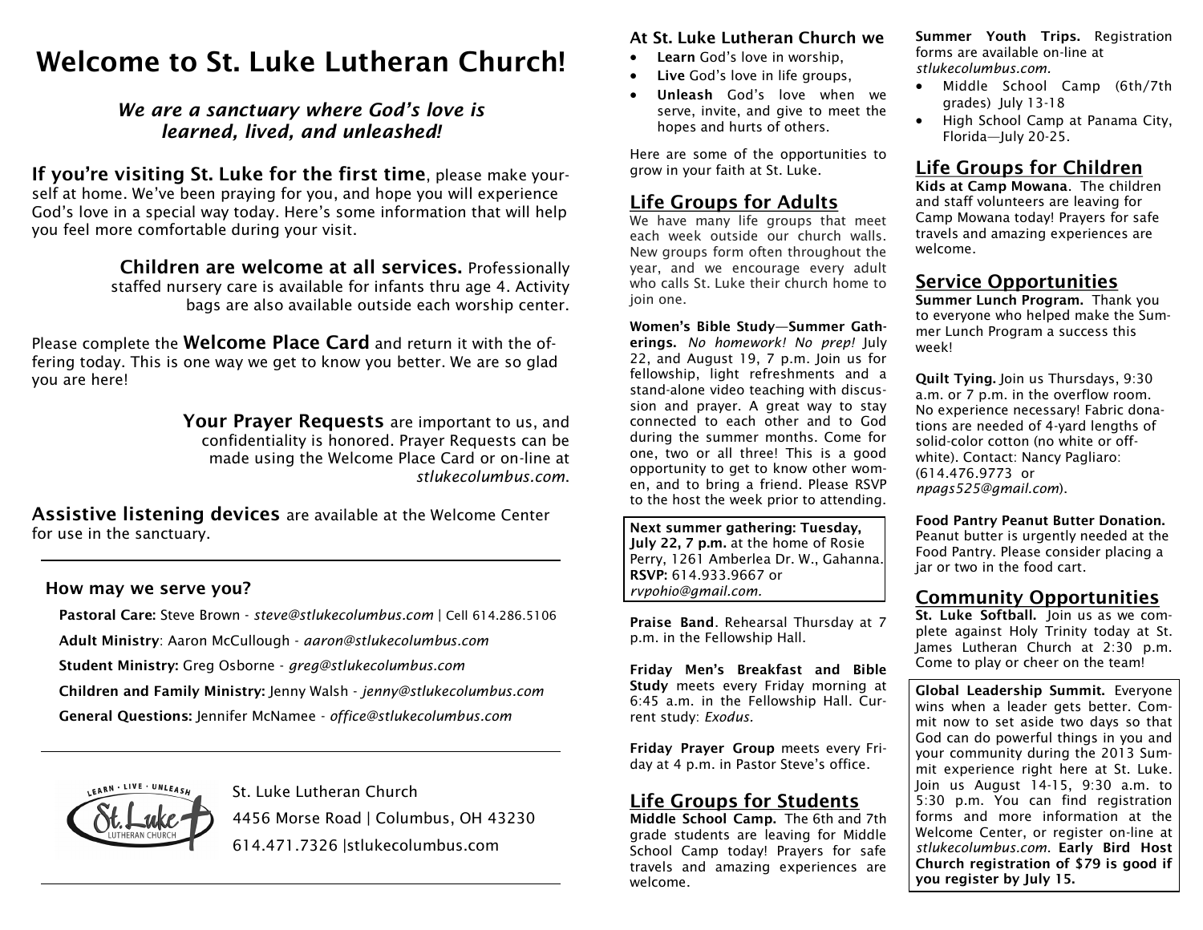# Welcome to St. Luke Lutheran Church!

***We are a sanctuary where God's love is learned, lived, and unleashed!***

**If you're visiting St. Luke for the first time**, please make yourself at home. We've been praying for you, and hope you will experience God's love in a special way today. Here's some information that will help you feel more comfortable during your visit.

**Children are welcome at all services.** Professionally staffed nursery care is available for infants thru age 4. Activity bags are also available outside each worship center.

Please complete the **Welcome Place Card** and return it with the offering today. This is one way we get to know you better. We are so glad you are here!

**Your Prayer Requests** are important to us, and confidentiality is honored. Prayer Requests can be made using the Welcome Place Card or on-line at *stlukecolumbus.com*.

**Assistive listening devices** are available at the Welcome Center for use in the sanctuary.

---

### How may we serve you?

**Pastoral Care:** Steve Brown - *steve@stlukecolumbus.com* | Cell 614.286.5106

**Adult Ministry**: Aaron McCullough - *aaron@stlukecolumbus.com*

**Student Ministry:** Greg Osborne - *greg@stlukecolumbus.com*

**Children and Family Ministry:** Jenny Walsh - *jenny@stlukecolumbus.com*

**General Questions:** Jennifer McNamee - *office@stlukecolumbus.com*

---

LEARN · LIVE · UNLEASH St. Luke LUTHERAN CHURCH

St. Luke Lutheran Church
4456 Morse Road | Columbus, OH 43230
614.471.7326 |stlukecolumbus.com

---

**At St. Luke Lutheran Church we**

- **Learn** God's love in worship,
- **Live** God's love in life groups,
- **Unleash** God's love when we serve, invite, and give to meet the hopes and hurts of others.

Here are some of the opportunities to grow in your faith at St. Luke.

## Life Groups for Adults

We have many life groups that meet each week outside our church walls. New groups form often throughout the year, and we encourage every adult who calls St. Luke their church home to join one.

**Women's Bible Study—Summer Gatherings.** *No homework! No prep!* July 22, and August 19, 7 p.m. Join us for fellowship, light refreshments and a stand-alone video teaching with discussion and prayer. A great way to stay connected to each other and to God during the summer months. Come for one, two or all three! This is a good opportunity to get to know other women, and to bring a friend. Please RSVP to the host the week prior to attending.

**Next summer gathering: Tuesday, July 22, 7 p.m.** at the home of Rosie Perry, 1261 Amberlea Dr. W., Gahanna. **RSVP:** 614.933.9667 or *rvpohio@gmail.com.*

**Praise Band**. Rehearsal Thursday at 7 p.m. in the Fellowship Hall.

**Friday Men's Breakfast and Bible Study** meets every Friday morning at 6:45 a.m. in the Fellowship Hall. Current study: *Exodus.*

**Friday Prayer Group** meets every Friday at 4 p.m. in Pastor Steve's office.

## Life Groups for Students

**Middle School Camp.** The 6th and 7th grade students are leaving for Middle School Camp today! Prayers for safe travels and amazing experiences are welcome.

**Summer Youth Trips.** Registration forms are available on-line at *stlukecolumbus.com.*

- Middle School Camp (6th/7th grades) July 13-18
- High School Camp at Panama City, Florida—July 20-25.

## Life Groups for Children

**Kids at Camp Mowana**. The children and staff volunteers are leaving for Camp Mowana today! Prayers for safe travels and amazing experiences are welcome.

## Service Opportunities

**Summer Lunch Program.** Thank you to everyone who helped make the Summer Lunch Program a success this week!

**Quilt Tying.** Join us Thursdays, 9:30 a.m. or 7 p.m. in the overflow room. No experience necessary! Fabric donations are needed of 4-yard lengths of solid-color cotton (no white or off-white). Contact: Nancy Pagliaro: (614.476.9773 or *npags525@gmail.com*).

**Food Pantry Peanut Butter Donation.** Peanut butter is urgently needed at the Food Pantry. Please consider placing a jar or two in the food cart.

## Community Opportunities

**St. Luke Softball.** Join us as we complete against Holy Trinity today at St. James Lutheran Church at 2:30 p.m. Come to play or cheer on the team!

**Global Leadership Summit.** Everyone wins when a leader gets better. Commit now to set aside two days so that God can do powerful things in you and your community during the 2013 Summit experience right here at St. Luke. Join us August 14-15, 9:30 a.m. to 5:30 p.m. You can find registration forms and more information at the Welcome Center, or register on-line at *stlukecolumbus.com*. **Early Bird Host Church registration of $79 is good if you register by July 15.**